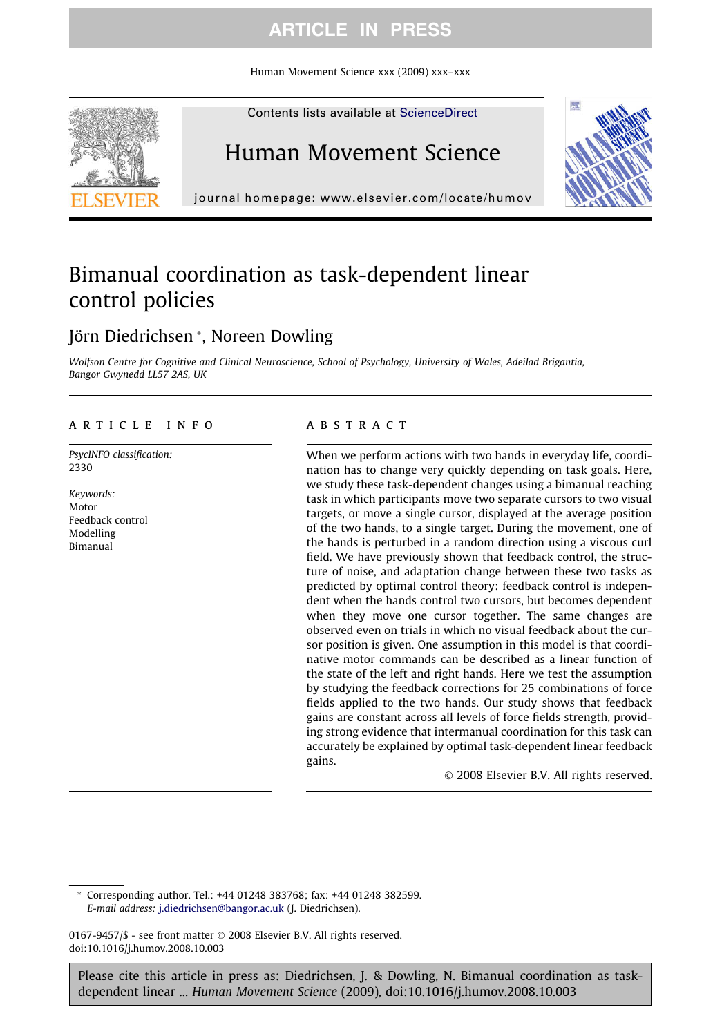# Bimanual coordination as task-dependent linear control policies

Jörn Diedrichsen *, Noreen Dowling

*Wolfson Centre for Cognitive and Clinical Neuroscience, School of Psychology, University of Wales, Adeilad Brigantia, Bangor Gwynedd LL57 2AS, UK*

## ARTICLE INFO

*PsycINFO classification:*
2330

*Keywords:*
Motor
Feedback control
Modelling
Bimanual

## ABSTRACT

When we perform actions with two hands in everyday life, coordination has to change very quickly depending on task goals. Here, we study these task-dependent changes using a bimanual reaching task in which participants move two separate cursors to two visual targets, or move a single cursor, displayed at the average position of the two hands, to a single target. During the movement, one of the hands is perturbed in a random direction using a viscous curl field. We have previously shown that feedback control, the structure of noise, and adaptation change between these two tasks as predicted by optimal control theory: feedback control is independent when the hands control two cursors, but becomes dependent when they move one cursor together. The same changes are observed even on trials in which no visual feedback about the cursor position is given. One assumption in this model is that coordinative motor commands can be described as a linear function of the state of the left and right hands. Here we test the assumption by studying the feedback corrections for 25 combinations of force fields applied to the two hands. Our study shows that feedback gains are constant across all levels of force fields strength, providing strong evidence that intermanual coordination for this task can accurately be explained by optimal task-dependent linear feedback gains.

© 2008 Elsevier B.V. All rights reserved.

---

* Corresponding author. Tel.: +44 01248 383768; fax: +44 01248 382599.
*E-mail address:* j.diedrichsen@bangor.ac.uk (J. Diedrichsen).

0167-9457/$ - see front matter © 2008 Elsevier B.V. All rights reserved.
doi:10.1016/j.humov.2008.10.003

Please cite this article in press as: Diedrichsen, J. & Dowling, N. Bimanual coordination as task-dependent linear ... *Human Movement Science* (2009), doi:10.1016/j.humov.2008.10.003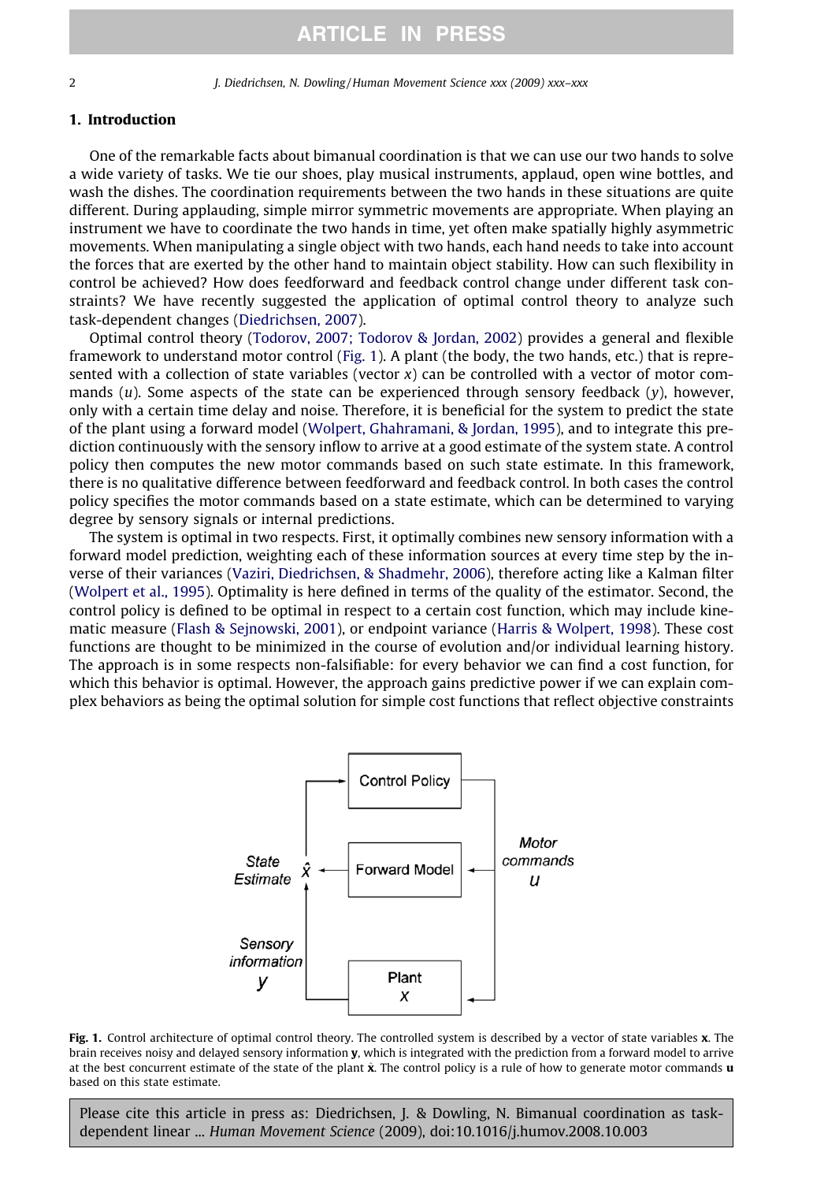## 1. Introduction

One of the remarkable facts about bimanual coordination is that we can use our two hands to solve a wide variety of tasks. We tie our shoes, play musical instruments, applaud, open wine bottles, and wash the dishes. The coordination requirements between the two hands in these situations are quite different. During applauding, simple mirror symmetric movements are appropriate. When playing an instrument we have to coordinate the two hands in time, yet often make spatially highly asymmetric movements. When manipulating a single object with two hands, each hand needs to take into account the forces that are exerted by the other hand to maintain object stability. How can such flexibility in control be achieved? How does feedforward and feedback control change under different task constraints? We have recently suggested the application of optimal control theory to analyze such task-dependent changes (Diedrichsen, 2007).

Optimal control theory (Todorov, 2007; Todorov & Jordan, 2002) provides a general and flexible framework to understand motor control (Fig. 1). A plant (the body, the two hands, etc.) that is represented with a collection of state variables (vector $x$) can be controlled with a vector of motor commands ($u$). Some aspects of the state can be experienced through sensory feedback ($y$), however, only with a certain time delay and noise. Therefore, it is beneficial for the system to predict the state of the plant using a forward model (Wolpert, Ghahramani, & Jordan, 1995), and to integrate this prediction continuously with the sensory inflow to arrive at a good estimate of the system state. A control policy then computes the new motor commands based on such state estimate. In this framework, there is no qualitative difference between feedforward and feedback control. In both cases the control policy specifies the motor commands based on a state estimate, which can be determined to varying degree by sensory signals or internal predictions.

The system is optimal in two respects. First, it optimally combines new sensory information with a forward model prediction, weighting each of these information sources at every time step by the inverse of their variances (Vaziri, Diedrichsen, & Shadmehr, 2006), therefore acting like a Kalman filter (Wolpert et al., 1995). Optimality is here defined in terms of the quality of the estimator. Second, the control policy is defined to be optimal in respect to a certain cost function, which may include kinematic measure (Flash & Sejnowski, 2001), or endpoint variance (Harris & Wolpert, 1998). These cost functions are thought to be minimized in the course of evolution and/or individual learning history. The approach is in some respects non-falsifiable: for every behavior we can find a cost function, for which this behavior is optimal. However, the approach gains predictive power if we can explain complex behaviors as being the optimal solution for simple cost functions that reflect objective constraints

**Fig. 1.** Control architecture of optimal control theory. The controlled system is described by a vector of state variables $\mathbf{x}$. The brain receives noisy and delayed sensory information $\mathbf{y}$, which is integrated with the prediction from a forward model to arrive at the best concurrent estimate of the state of the plant $\hat{\mathbf{x}}$. The control policy is a rule of how to generate motor commands $\mathbf{u}$ based on this state estimate.

Please cite this article in press as: Diedrichsen, J. & Dowling, N. Bimanual coordination as task-dependent linear ... *Human Movement Science* (2009), doi:10.1016/j.humov.2008.10.003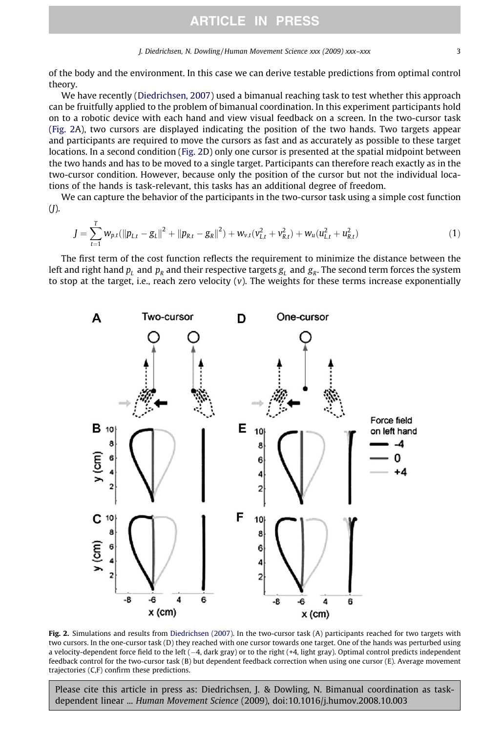of the body and the environment. In this case we can derive testable predictions from optimal control theory.

We have recently (Diedrichsen, 2007) used a bimanual reaching task to test whether this approach can be fruitfully applied to the problem of bimanual coordination. In this experiment participants hold on to a robotic device with each hand and view visual feedback on a screen. In the two-cursor task (Fig. 2A), two cursors are displayed indicating the position of the two hands. Two targets appear and participants are required to move the cursors as fast and as accurately as possible to these target locations. In a second condition (Fig. 2D) only one cursor is presented at the spatial midpoint between the two hands and has to be moved to a single target. Participants can therefore reach exactly as in the two-cursor condition. However, because only the position of the cursor but not the individual locations of the hands is task-relevant, this tasks has an additional degree of freedom.

We can capture the behavior of the participants in the two-cursor task using a simple cost function ($J$).

$$J = \sum_{t=1}^{T} w_{p,t}(\|p_{L,t} - g_L\|^2 + \|p_{R,t} - g_R\|^2) + w_{v,t}(v_{L,t}^2 + v_{R,t}^2) + w_u(u_{L,t}^2 + u_{R,t}^2) \quad (1)$$

The first term of the cost function reflects the requirement to minimize the distance between the left and right hand $p_L$ and $p_R$ and their respective targets $g_L$ and $g_R$. The second term forces the system to stop at the target, i.e., reach zero velocity ($v$). The weights for these terms increase exponentially

**Fig. 2.** Simulations and results from Diedrichsen (2007). In the two-cursor task (A) participants reached for two targets with two cursors. In the one-cursor task (D) they reached with one cursor towards one target. One of the hands was perturbed using a velocity-dependent force field to the left (−4, dark gray) or to the right (+4, light gray). Optimal control predicts independent feedback control for the two-cursor task (B) but dependent feedback correction when using one cursor (E). Average movement trajectories (C,F) confirm these predictions.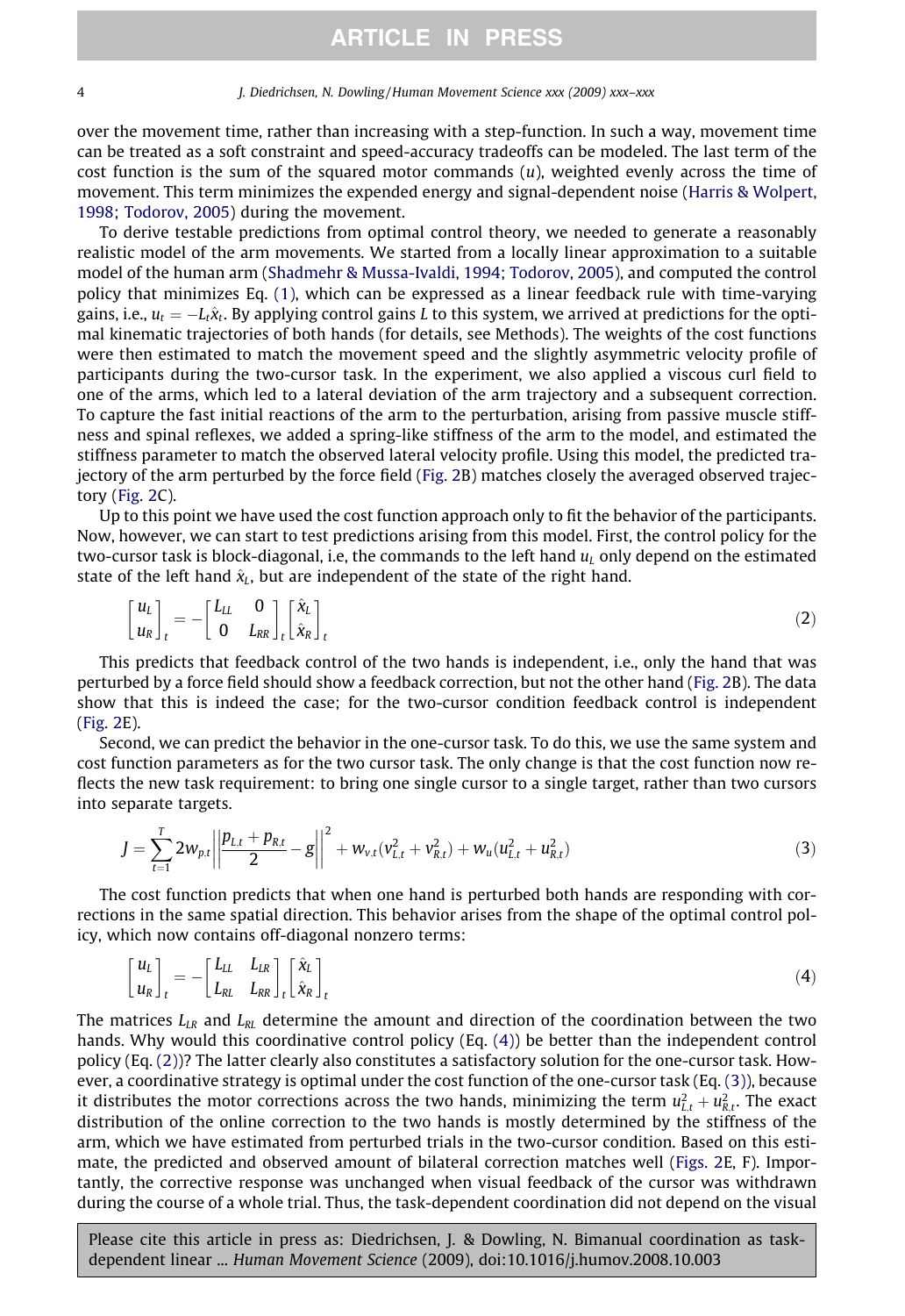over the movement time, rather than increasing with a step-function. In such a way, movement time can be treated as a soft constraint and speed-accuracy tradeoffs can be modeled. The last term of the cost function is the sum of the squared motor commands ($u$), weighted evenly across the time of movement. This term minimizes the expended energy and signal-dependent noise (Harris & Wolpert, 1998; Todorov, 2005) during the movement.

To derive testable predictions from optimal control theory, we needed to generate a reasonably realistic model of the arm movements. We started from a locally linear approximation to a suitable model of the human arm (Shadmehr & Mussa-Ivaldi, 1994; Todorov, 2005), and computed the control policy that minimizes Eq. (1), which can be expressed as a linear feedback rule with time-varying gains, i.e., $u_t = -L_t\hat{x}_t$. By applying control gains $L$ to this system, we arrived at predictions for the optimal kinematic trajectories of both hands (for details, see Methods). The weights of the cost functions were then estimated to match the movement speed and the slightly asymmetric velocity profile of participants during the two-cursor task. In the experiment, we also applied a viscous curl field to one of the arms, which led to a lateral deviation of the arm trajectory and a subsequent correction. To capture the fast initial reactions of the arm to the perturbation, arising from passive muscle stiffness and spinal reflexes, we added a spring-like stiffness of the arm to the model, and estimated the stiffness parameter to match the observed lateral velocity profile. Using this model, the predicted trajectory of the arm perturbed by the force field (Fig. 2B) matches closely the averaged observed trajectory (Fig. 2C).

Up to this point we have used the cost function approach only to fit the behavior of the participants. Now, however, we can start to test predictions arising from this model. First, the control policy for the two-cursor task is block-diagonal, i.e, the commands to the left hand $u_L$ only depend on the estimated state of the left hand $\hat{x}_L$, but are independent of the state of the right hand.

$$\begin{bmatrix} u_L \\ u_R \end{bmatrix}_t = -\begin{bmatrix} L_{LL} & 0 \\ 0 & L_{RR} \end{bmatrix}_t \begin{bmatrix} \hat{x}_L \\ \hat{x}_R \end{bmatrix}_t \tag{2}$$

This predicts that feedback control of the two hands is independent, i.e., only the hand that was perturbed by a force field should show a feedback correction, but not the other hand (Fig. 2B). The data show that this is indeed the case; for the two-cursor condition feedback control is independent (Fig. 2E).

Second, we can predict the behavior in the one-cursor task. To do this, we use the same system and cost function parameters as for the two cursor task. The only change is that the cost function now reflects the new task requirement: to bring one single cursor to a single target, rather than two cursors into separate targets.

$$J = \sum_{t=1}^{T} 2w_{p,t}\left\|\frac{p_{L,t}+p_{R,t}}{2} - g\right\|^2 + w_{v,t}(v_{L,t}^2 + v_{R,t}^2) + w_u(u_{L,t}^2 + u_{R,t}^2) \tag{3}$$

The cost function predicts that when one hand is perturbed both hands are responding with corrections in the same spatial direction. This behavior arises from the shape of the optimal control policy, which now contains off-diagonal nonzero terms:

$$\begin{bmatrix} u_L \\ u_R \end{bmatrix}_t = -\begin{bmatrix} L_{LL} & L_{LR} \\ L_{RL} & L_{RR} \end{bmatrix}_t \begin{bmatrix} \hat{x}_L \\ \hat{x}_R \end{bmatrix}_t \tag{4}$$

The matrices $L_{LR}$ and $L_{RL}$ determine the amount and direction of the coordination between the two hands. Why would this coordinative control policy (Eq. (4)) be better than the independent control policy (Eq. (2))? The latter clearly also constitutes a satisfactory solution for the one-cursor task. However, a coordinative strategy is optimal under the cost function of the one-cursor task (Eq. (3)), because it distributes the motor corrections across the two hands, minimizing the term $u_{L,t}^2 + u_{R,t}^2$. The exact distribution of the online correction to the two hands is mostly determined by the stiffness of the arm, which we have estimated from perturbed trials in the two-cursor condition. Based on this estimate, the predicted and observed amount of bilateral correction matches well (Figs. 2E, F). Importantly, the corrective response was unchanged when visual feedback of the cursor was withdrawn during the course of a whole trial. Thus, the task-dependent coordination did not depend on the visual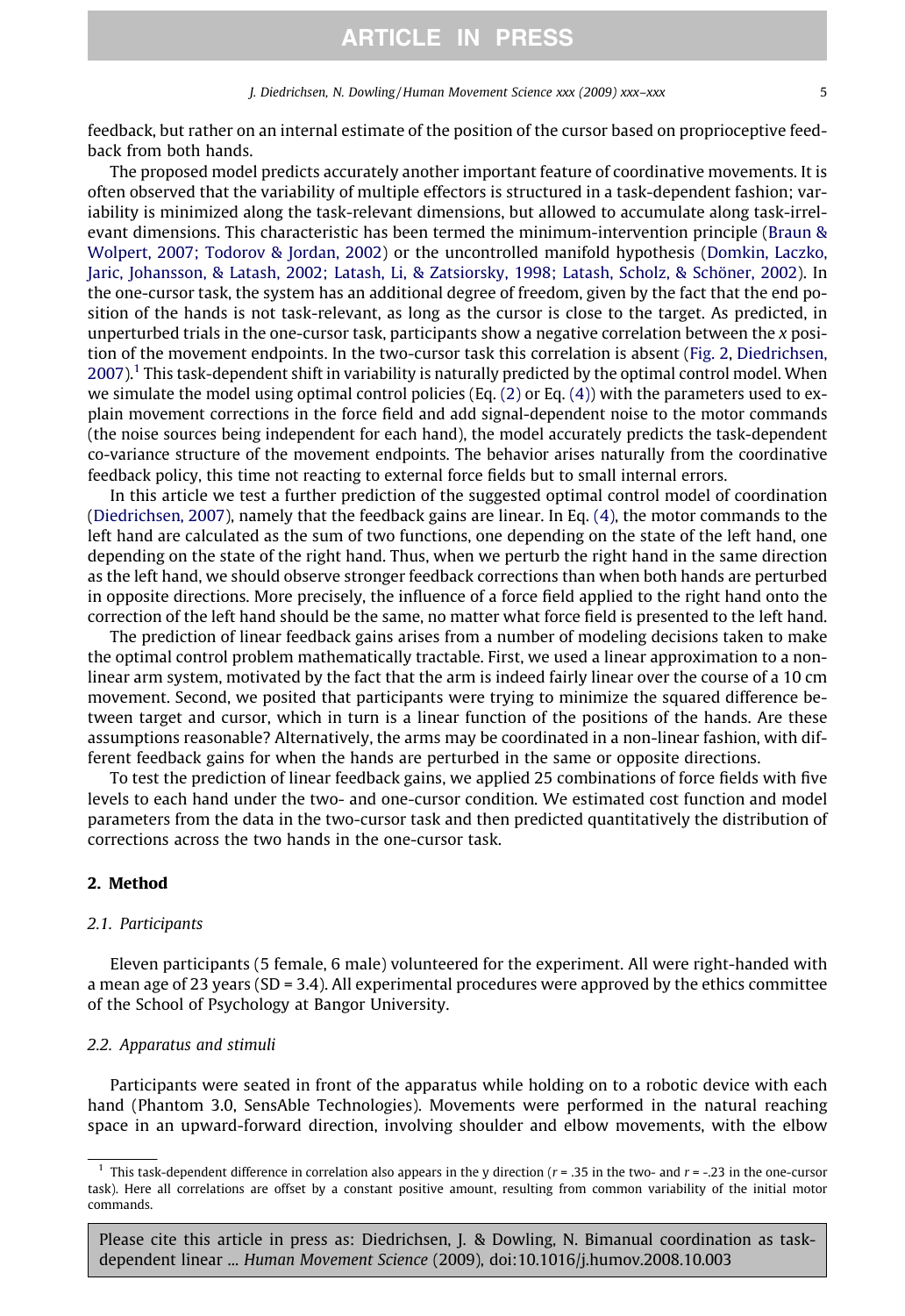feedback, but rather on an internal estimate of the position of the cursor based on proprioceptive feedback from both hands.

The proposed model predicts accurately another important feature of coordinative movements. It is often observed that the variability of multiple effectors is structured in a task-dependent fashion; variability is minimized along the task-relevant dimensions, but allowed to accumulate along task-irrelevant dimensions. This characteristic has been termed the minimum-intervention principle (Braun & Wolpert, 2007; Todorov & Jordan, 2002) or the uncontrolled manifold hypothesis (Domkin, Laczko, Jaric, Johansson, & Latash, 2002; Latash, Li, & Zatsiorsky, 1998; Latash, Scholz, & Schöner, 2002). In the one-cursor task, the system has an additional degree of freedom, given by the fact that the end position of the hands is not task-relevant, as long as the cursor is close to the target. As predicted, in unperturbed trials in the one-cursor task, participants show a negative correlation between the $x$ position of the movement endpoints. In the two-cursor task this correlation is absent (Fig. 2, Diedrichsen, 2007).[1] This task-dependent shift in variability is naturally predicted by the optimal control model. When we simulate the model using optimal control policies (Eq. (2) or Eq. (4)) with the parameters used to explain movement corrections in the force field and add signal-dependent noise to the motor commands (the noise sources being independent for each hand), the model accurately predicts the task-dependent co-variance structure of the movement endpoints. The behavior arises naturally from the coordinative feedback policy, this time not reacting to external force fields but to small internal errors.

In this article we test a further prediction of the suggested optimal control model of coordination (Diedrichsen, 2007), namely that the feedback gains are linear. In Eq. (4), the motor commands to the left hand are calculated as the sum of two functions, one depending on the state of the left hand, one depending on the state of the right hand. Thus, when we perturb the right hand in the same direction as the left hand, we should observe stronger feedback corrections than when both hands are perturbed in opposite directions. More precisely, the influence of a force field applied to the right hand onto the correction of the left hand should be the same, no matter what force field is presented to the left hand.

The prediction of linear feedback gains arises from a number of modeling decisions taken to make the optimal control problem mathematically tractable. First, we used a linear approximation to a non-linear arm system, motivated by the fact that the arm is indeed fairly linear over the course of a 10 cm movement. Second, we posited that participants were trying to minimize the squared difference between target and cursor, which in turn is a linear function of the positions of the hands. Are these assumptions reasonable? Alternatively, the arms may be coordinated in a non-linear fashion, with different feedback gains for when the hands are perturbed in the same or opposite directions.

To test the prediction of linear feedback gains, we applied 25 combinations of force fields with five levels to each hand under the two- and one-cursor condition. We estimated cost function and model parameters from the data in the two-cursor task and then predicted quantitatively the distribution of corrections across the two hands in the one-cursor task.

## 2. Method

### 2.1. Participants

Eleven participants (5 female, 6 male) volunteered for the experiment. All were right-handed with a mean age of 23 years (SD = 3.4). All experimental procedures were approved by the ethics committee of the School of Psychology at Bangor University.

### 2.2. Apparatus and stimuli

Participants were seated in front of the apparatus while holding on to a robotic device with each hand (Phantom 3.0, SensAble Technologies). Movements were performed in the natural reaching space in an upward-forward direction, involving shoulder and elbow movements, with the elbow

---

[1] This task-dependent difference in correlation also appears in the y direction ($r = .35$ in the two- and $r = -.23$ in the one-cursor task). Here all correlations are offset by a constant positive amount, resulting from common variability of the initial motor commands.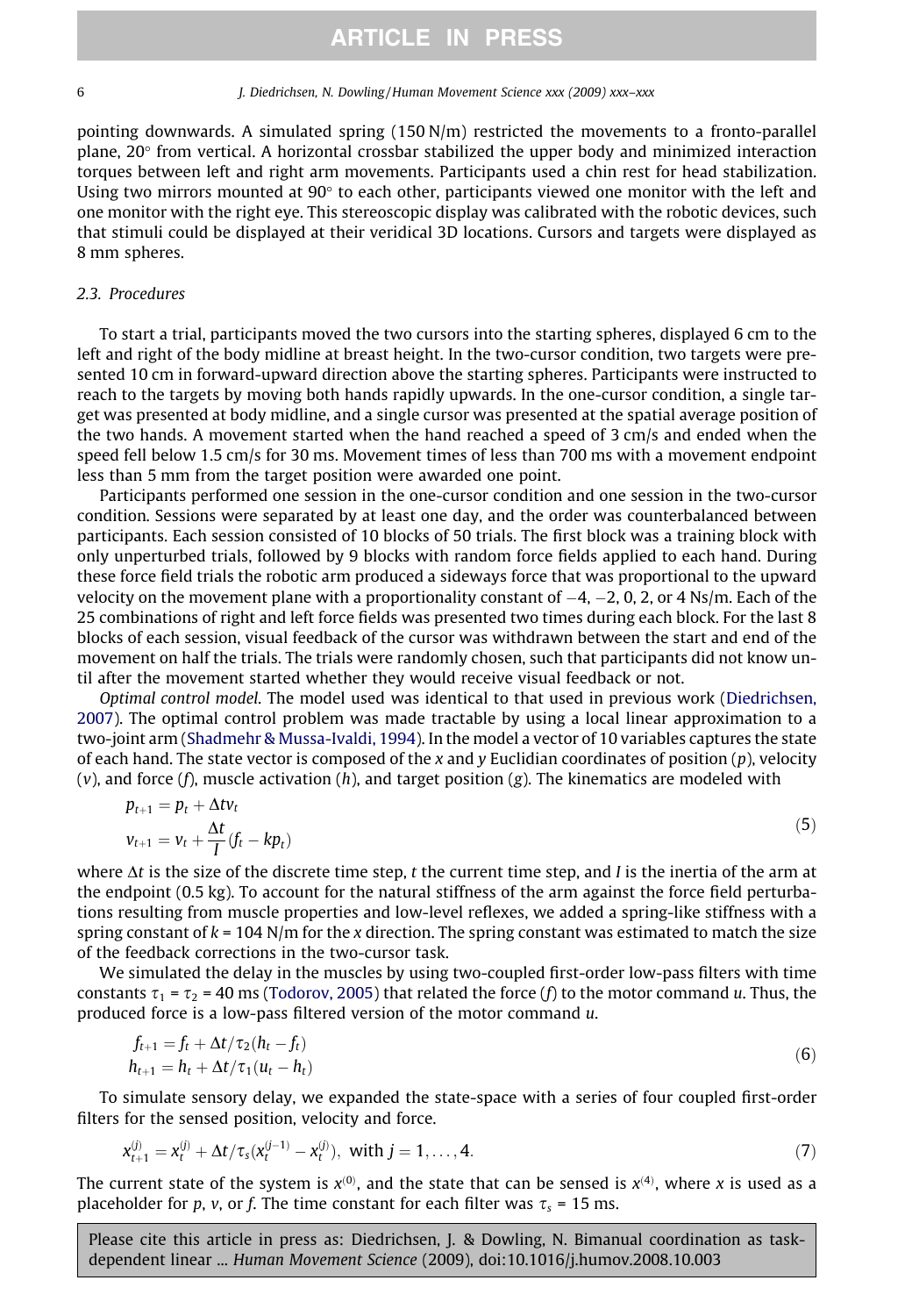pointing downwards. A simulated spring (150 N/m) restricted the movements to a fronto-parallel plane, 20° from vertical. A horizontal crossbar stabilized the upper body and minimized interaction torques between left and right arm movements. Participants used a chin rest for head stabilization. Using two mirrors mounted at 90° to each other, participants viewed one monitor with the left and one monitor with the right eye. This stereoscopic display was calibrated with the robotic devices, such that stimuli could be displayed at their veridical 3D locations. Cursors and targets were displayed as 8 mm spheres.

### 2.3. Procedures

To start a trial, participants moved the two cursors into the starting spheres, displayed 6 cm to the left and right of the body midline at breast height. In the two-cursor condition, two targets were presented 10 cm in forward-upward direction above the starting spheres. Participants were instructed to reach to the targets by moving both hands rapidly upwards. In the one-cursor condition, a single target was presented at body midline, and a single cursor was presented at the spatial average position of the two hands. A movement started when the hand reached a speed of 3 cm/s and ended when the speed fell below 1.5 cm/s for 30 ms. Movement times of less than 700 ms with a movement endpoint less than 5 mm from the target position were awarded one point.

Participants performed one session in the one-cursor condition and one session in the two-cursor condition. Sessions were separated by at least one day, and the order was counterbalanced between participants. Each session consisted of 10 blocks of 50 trials. The first block was a training block with only unperturbed trials, followed by 9 blocks with random force fields applied to each hand. During these force field trials the robotic arm produced a sideways force that was proportional to the upward velocity on the movement plane with a proportionality constant of −4, −2, 0, 2, or 4 Ns/m. Each of the 25 combinations of right and left force fields was presented two times during each block. For the last 8 blocks of each session, visual feedback of the cursor was withdrawn between the start and end of the movement on half the trials. The trials were randomly chosen, such that participants did not know until after the movement started whether they would receive visual feedback or not.

*Optimal control model*. The model used was identical to that used in previous work (Diedrichsen, 2007). The optimal control problem was made tractable by using a local linear approximation to a two-joint arm (Shadmehr & Mussa-Ivaldi, 1994). In the model a vector of 10 variables captures the state of each hand. The state vector is composed of the $x$ and $y$ Euclidian coordinates of position ($p$), velocity ($v$), and force ($f$), muscle activation ($h$), and target position ($g$). The kinematics are modeled with

$$
\begin{aligned}
p_{t+1} &= p_t + \Delta t v_t \\
v_{t+1} &= v_t + \frac{\Delta t}{I}(f_t - k p_t)
\end{aligned}
\tag{5}
$$

where $\Delta t$ is the size of the discrete time step, $t$ the current time step, and $I$ is the inertia of the arm at the endpoint (0.5 kg). To account for the natural stiffness of the arm against the force field perturbations resulting from muscle properties and low-level reflexes, we added a spring-like stiffness with a spring constant of $k$ = 104 N/m for the $x$ direction. The spring constant was estimated to match the size of the feedback corrections in the two-cursor task.

We simulated the delay in the muscles by using two-coupled first-order low-pass filters with time constants $\tau_1 = \tau_2$ = 40 ms (Todorov, 2005) that related the force ($f$) to the motor command $u$. Thus, the produced force is a low-pass filtered version of the motor command $u$.

$$
\begin{aligned}
f_{t+1} &= f_t + \Delta t/\tau_2(h_t - f_t) \\
h_{t+1} &= h_t + \Delta t/\tau_1(u_t - h_t)
\end{aligned}
\tag{6}
$$

To simulate sensory delay, we expanded the state-space with a series of four coupled first-order filters for the sensed position, velocity and force.

$$
x_{t+1}^{(j)} = x_t^{(j)} + \Delta t/\tau_s(x_t^{(j-1)} - x_t^{(j)}), \text{ with } j = 1, \ldots, 4. \tag{7}
$$

The current state of the system is $x^{(0)}$, and the state that can be sensed is $x^{(4)}$, where $x$ is used as a placeholder for $p$, $v$, or $f$. The time constant for each filter was $\tau_s$ = 15 ms.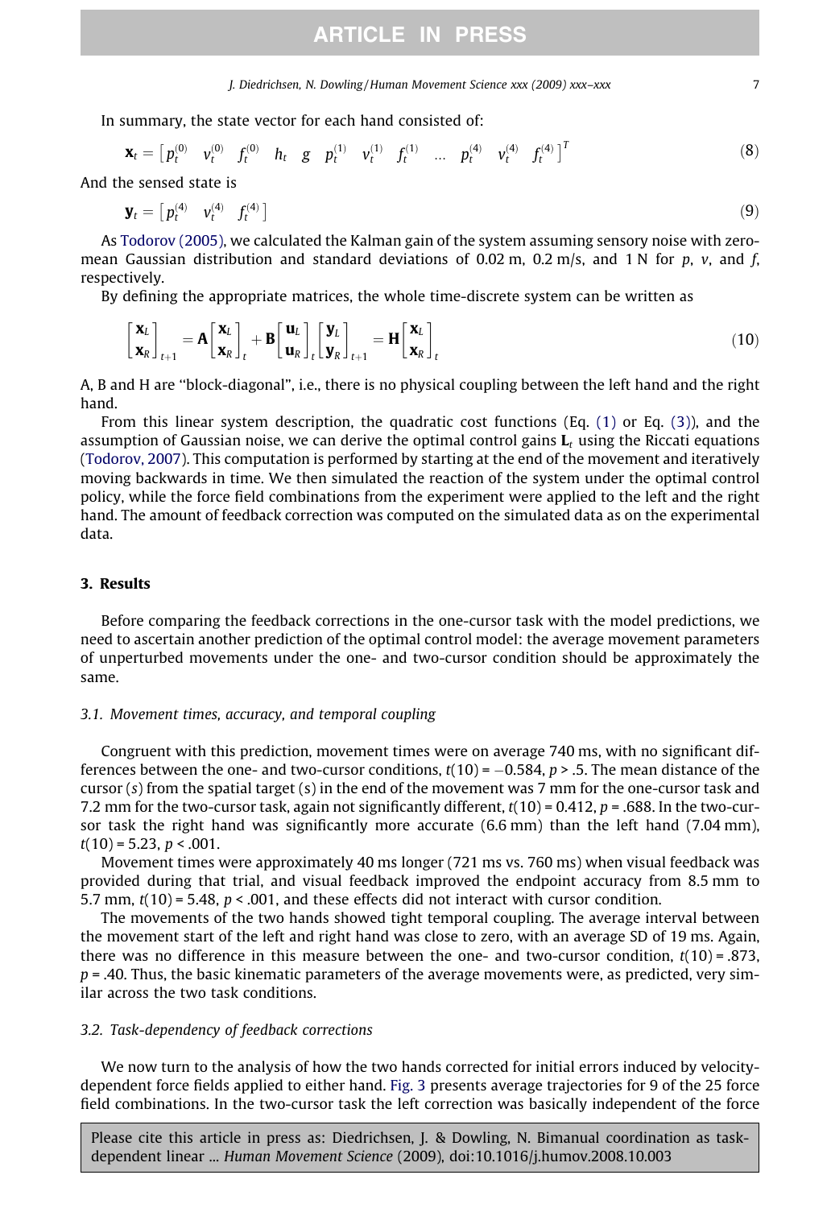In summary, the state vector for each hand consisted of:

$$\mathbf{x}_t = \begin{bmatrix} p_t^{(0)} & v_t^{(0)} & f_t^{(0)} & h_t & g & p_t^{(1)} & v_t^{(1)} & f_t^{(1)} & \ldots & p_t^{(4)} & v_t^{(4)} & f_t^{(4)} \end{bmatrix}^T \tag{8}$$

And the sensed state is

$$\mathbf{y}_t = \begin{bmatrix} p_t^{(4)} & v_t^{(4)} & f_t^{(4)} \end{bmatrix} \tag{9}$$

As Todorov (2005), we calculated the Kalman gain of the system assuming sensory noise with zero-mean Gaussian distribution and standard deviations of 0.02 m, 0.2 m/s, and 1 N for $p$, $v$, and $f$, respectively.

By defining the appropriate matrices, the whole time-discrete system can be written as

$$\begin{bmatrix} \mathbf{x}_L \\ \mathbf{x}_R \end{bmatrix}_{t+1} = \mathbf{A} \begin{bmatrix} \mathbf{x}_L \\ \mathbf{x}_R \end{bmatrix}_t + \mathbf{B} \begin{bmatrix} \mathbf{u}_L \\ \mathbf{u}_R \end{bmatrix}_t \begin{bmatrix} \mathbf{y}_L \\ \mathbf{y}_R \end{bmatrix}_{t+1} = \mathbf{H} \begin{bmatrix} \mathbf{x}_L \\ \mathbf{x}_R \end{bmatrix}_t \tag{10}$$

A, B and H are "block-diagonal", i.e., there is no physical coupling between the left hand and the right hand.

From this linear system description, the quadratic cost functions (Eq. (1) or Eq. (3)), and the assumption of Gaussian noise, we can derive the optimal control gains $\mathbf{L}_t$ using the Riccati equations (Todorov, 2007). This computation is performed by starting at the end of the movement and iteratively moving backwards in time. We then simulated the reaction of the system under the optimal control policy, while the force field combinations from the experiment were applied to the left and the right hand. The amount of feedback correction was computed on the simulated data as on the experimental data.

## 3. Results

Before comparing the feedback corrections in the one-cursor task with the model predictions, we need to ascertain another prediction of the optimal control model: the average movement parameters of unperturbed movements under the one- and two-cursor condition should be approximately the same.

### 3.1. Movement times, accuracy, and temporal coupling

Congruent with this prediction, movement times were on average 740 ms, with no significant differences between the one- and two-cursor conditions, $t(10) = -0.584$, $p > .5$. The mean distance of the cursor (s) from the spatial target (s) in the end of the movement was 7 mm for the one-cursor task and 7.2 mm for the two-cursor task, again not significantly different, $t(10) = 0.412$, $p = .688$. In the two-cursor task the right hand was significantly more accurate (6.6 mm) than the left hand (7.04 mm), $t(10) = 5.23$, $p < .001$.

Movement times were approximately 40 ms longer (721 ms vs. 760 ms) when visual feedback was provided during that trial, and visual feedback improved the endpoint accuracy from 8.5 mm to 5.7 mm, $t(10) = 5.48$, $p < .001$, and these effects did not interact with cursor condition.

The movements of the two hands showed tight temporal coupling. The average interval between the movement start of the left and right hand was close to zero, with an average SD of 19 ms. Again, there was no difference in this measure between the one- and two-cursor condition, $t(10) = .873$, $p = .40$. Thus, the basic kinematic parameters of the average movements were, as predicted, very similar across the two task conditions.

### 3.2. Task-dependency of feedback corrections

We now turn to the analysis of how the two hands corrected for initial errors induced by velocity-dependent force fields applied to either hand. Fig. 3 presents average trajectories for 9 of the 25 force field combinations. In the two-cursor task the left correction was basically independent of the force

Please cite this article in press as: Diedrichsen, J. & Dowling, N. Bimanual coordination as task-dependent linear ... *Human Movement Science* (2009), doi:10.1016/j.humov.2008.10.003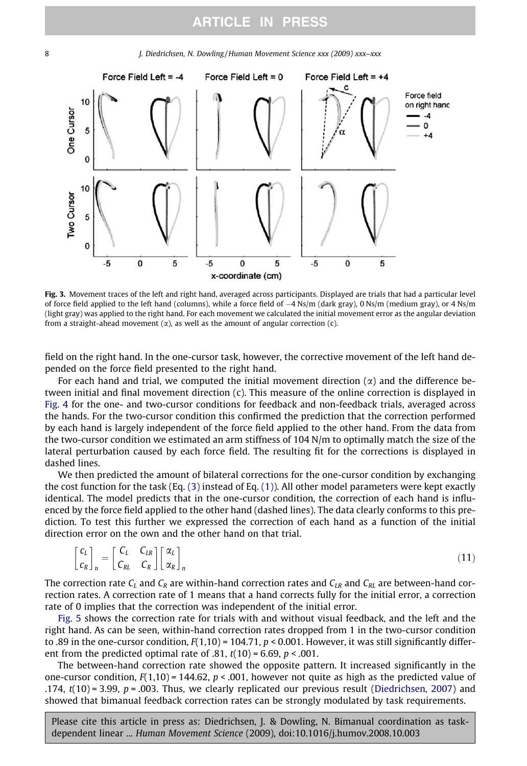**Fig. 3.** Movement traces of the left and right hand, averaged across participants. Displayed are trials that had a particular level of force field applied to the left hand (columns), while a force field of −4 Ns/m (dark gray), 0 Ns/m (medium gray), or 4 Ns/m (light gray) was applied to the right hand. For each movement we calculated the initial movement error as the angular deviation from a straight-ahead movement ($\alpha$), as well as the amount of angular correction (c).

field on the right hand. In the one-cursor task, however, the corrective movement of the left hand depended on the force field presented to the right hand.

For each hand and trial, we computed the initial movement direction ($\alpha$) and the difference between initial and final movement direction (c). This measure of the online correction is displayed in Fig. 4 for the one- and two-cursor conditions for feedback and non-feedback trials, averaged across the hands. For the two-cursor condition this confirmed the prediction that the correction performed by each hand is largely independent of the force field applied to the other hand. From the data from the two-cursor condition we estimated an arm stiffness of 104 N/m to optimally match the size of the lateral perturbation caused by each force field. The resulting fit for the corrections is displayed in dashed lines.

We then predicted the amount of bilateral corrections for the one-cursor condition by exchanging the cost function for the task (Eq. (3) instead of Eq. (1)). All other model parameters were kept exactly identical. The model predicts that in the one-cursor condition, the correction of each hand is influenced by the force field applied to the other hand (dashed lines). The data clearly conforms to this prediction. To test this further we expressed the correction of each hand as a function of the initial direction error on the own and the other hand on that trial.

$$\begin{bmatrix} c_L \\ c_R \end{bmatrix}_n = \begin{bmatrix} C_L & C_{LR} \\ C_{RL} & C_R \end{bmatrix} \begin{bmatrix} \alpha_L \\ \alpha_R \end{bmatrix}_n \tag{11}$$

The correction rate $C_L$ and $C_R$ are within-hand correction rates and $C_{LR}$ and $C_{RL}$ are between-hand correction rates. A correction rate of 1 means that a hand corrects fully for the initial error, a correction rate of 0 implies that the correction was independent of the initial error.

Fig. 5 shows the correction rate for trials with and without visual feedback, and the left and the right hand. As can be seen, within-hand correction rates dropped from 1 in the two-cursor condition to .89 in the one-cursor condition, $F(1,10) = 104.71$, $p < 0.001$. However, it was still significantly different from the predicted optimal rate of .81, $t(10) = 6.69$, $p < .001$.

The between-hand correction rate showed the opposite pattern. It increased significantly in the one-cursor condition, $F(1,10) = 144.62$, $p < .001$, however not quite as high as the predicted value of .174, $t(10) = 3.99$, $p = .003$. Thus, we clearly replicated our previous result (Diedrichsen, 2007) and showed that bimanual feedback correction rates can be strongly modulated by task requirements.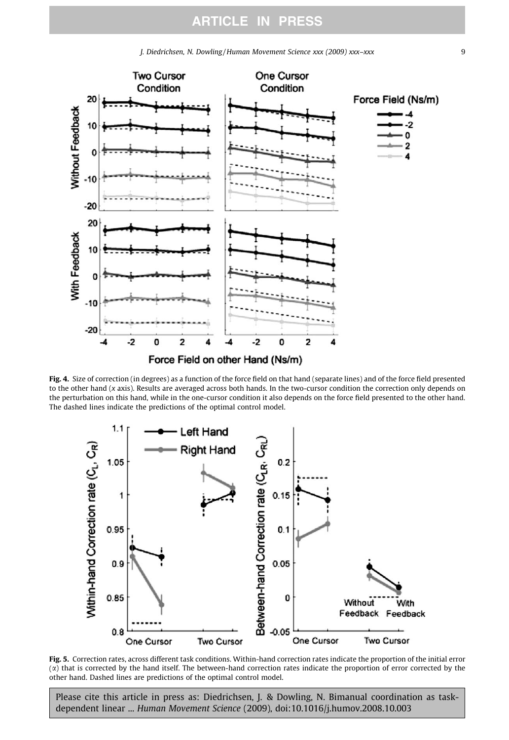**Fig. 4.** Size of correction (in degrees) as a function of the force field on that hand (separate lines) and of the force field presented to the other hand (*x* axis). Results are averaged across both hands. In the two-cursor condition the correction only depends on the perturbation on this hand, while in the one-cursor condition it also depends on the force field presented to the other hand. The dashed lines indicate the predictions of the optimal control model.

**Fig. 5.** Correction rates, across different task conditions. Within-hand correction rates indicate the proportion of the initial error ($\alpha$) that is corrected by the hand itself. The between-hand correction rates indicate the proportion of error corrected by the other hand. Dashed lines are predictions of the optimal control model.

Please cite this article in press as: Diedrichsen, J. & Dowling, N. Bimanual coordination as task-dependent linear ... *Human Movement Science* (2009), doi:10.1016/j.humov.2008.10.003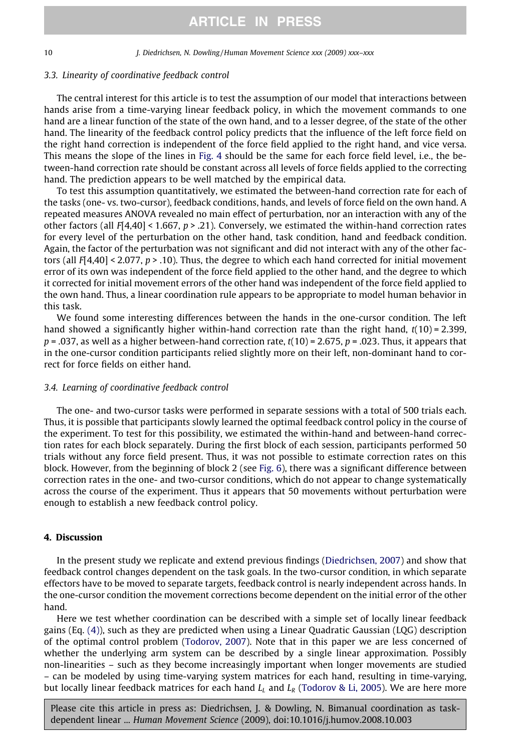### 3.3. Linearity of coordinative feedback control

The central interest for this article is to test the assumption of our model that interactions between hands arise from a time-varying linear feedback policy, in which the movement commands to one hand are a linear function of the state of the own hand, and to a lesser degree, of the state of the other hand. The linearity of the feedback control policy predicts that the influence of the left force field on the right hand correction is independent of the force field applied to the right hand, and vice versa. This means the slope of the lines in Fig. 4 should be the same for each force field level, i.e., the between-hand correction rate should be constant across all levels of force fields applied to the correcting hand. The prediction appears to be well matched by the empirical data.

To test this assumption quantitatively, we estimated the between-hand correction rate for each of the tasks (one- vs. two-cursor), feedback conditions, hands, and levels of force field on the own hand. A repeated measures ANOVA revealed no main effect of perturbation, nor an interaction with any of the other factors (all $F[4,40] < 1.667$, $p > .21$). Conversely, we estimated the within-hand correction rates for every level of the perturbation on the other hand, task condition, hand and feedback condition. Again, the factor of the perturbation was not significant and did not interact with any of the other factors (all $F[4,40] < 2.077$, $p > .10$). Thus, the degree to which each hand corrected for initial movement error of its own was independent of the force field applied to the other hand, and the degree to which it corrected for initial movement errors of the other hand was independent of the force field applied to the own hand. Thus, a linear coordination rule appears to be appropriate to model human behavior in this task.

We found some interesting differences between the hands in the one-cursor condition. The left hand showed a significantly higher within-hand correction rate than the right hand, $t(10) = 2.399$, $p = .037$, as well as a higher between-hand correction rate, $t(10) = 2.675$, $p = .023$. Thus, it appears that in the one-cursor condition participants relied slightly more on their left, non-dominant hand to correct for force fields on either hand.

### 3.4. Learning of coordinative feedback control

The one- and two-cursor tasks were performed in separate sessions with a total of 500 trials each. Thus, it is possible that participants slowly learned the optimal feedback control policy in the course of the experiment. To test for this possibility, we estimated the within-hand and between-hand correction rates for each block separately. During the first block of each session, participants performed 50 trials without any force field present. Thus, it was not possible to estimate correction rates on this block. However, from the beginning of block 2 (see Fig. 6), there was a significant difference between correction rates in the one- and two-cursor conditions, which do not appear to change systematically across the course of the experiment. Thus it appears that 50 movements without perturbation were enough to establish a new feedback control policy.

## 4. Discussion

In the present study we replicate and extend previous findings (Diedrichsen, 2007) and show that feedback control changes dependent on the task goals. In the two-cursor condition, in which separate effectors have to be moved to separate targets, feedback control is nearly independent across hands. In the one-cursor condition the movement corrections become dependent on the initial error of the other hand.

Here we test whether coordination can be described with a simple set of locally linear feedback gains (Eq. (4)), such as they are predicted when using a Linear Quadratic Gaussian (LQG) description of the optimal control problem (Todorov, 2007). Note that in this paper we are less concerned of whether the underlying arm system can be described by a single linear approximation. Possibly non-linearities – such as they become increasingly important when longer movements are studied – can be modeled by using time-varying system matrices for each hand, resulting in time-varying, but locally linear feedback matrices for each hand $L_L$ and $L_R$ (Todorov & Li, 2005). We are here more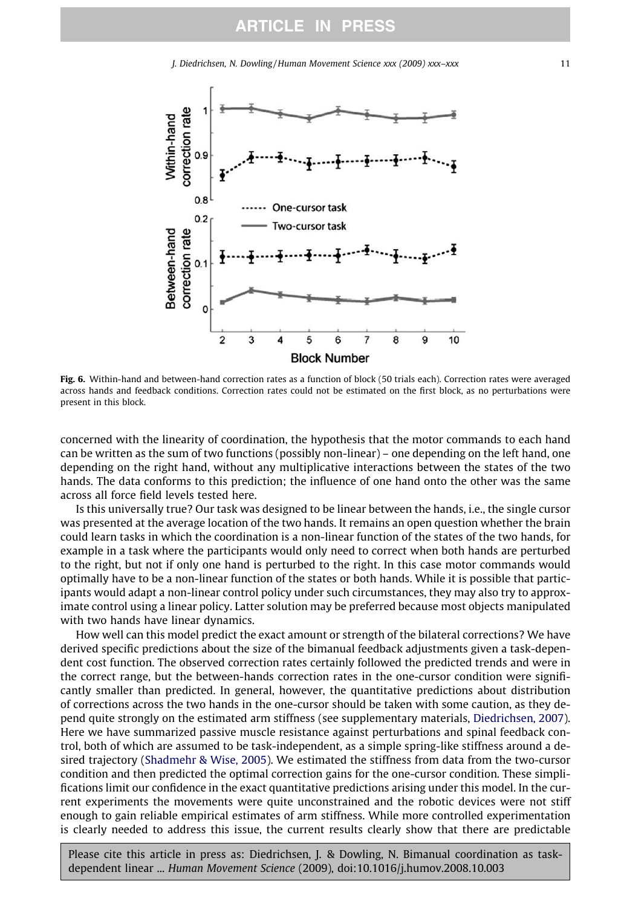Fig. 6. Within-hand and between-hand correction rates as a function of block (50 trials each). Correction rates were averaged across hands and feedback conditions. Correction rates could not be estimated on the first block, as no perturbations were present in this block.

concerned with the linearity of coordination, the hypothesis that the motor commands to each hand can be written as the sum of two functions (possibly non-linear) – one depending on the left hand, one depending on the right hand, without any multiplicative interactions between the states of the two hands. The data conforms to this prediction; the influence of one hand onto the other was the same across all force field levels tested here.

Is this universally true? Our task was designed to be linear between the hands, i.e., the single cursor was presented at the average location of the two hands. It remains an open question whether the brain could learn tasks in which the coordination is a non-linear function of the states of the two hands, for example in a task where the participants would only need to correct when both hands are perturbed to the right, but not if only one hand is perturbed to the right. In this case motor commands would optimally have to be a non-linear function of the states or both hands. While it is possible that participants would adapt a non-linear control policy under such circumstances, they may also try to approximate control using a linear policy. Latter solution may be preferred because most objects manipulated with two hands have linear dynamics.

How well can this model predict the exact amount or strength of the bilateral corrections? We have derived specific predictions about the size of the bimanual feedback adjustments given a task-dependent cost function. The observed correction rates certainly followed the predicted trends and were in the correct range, but the between-hands correction rates in the one-cursor condition were significantly smaller than predicted. In general, however, the quantitative predictions about distribution of corrections across the two hands in the one-cursor should be taken with some caution, as they depend quite strongly on the estimated arm stiffness (see supplementary materials, Diedrichsen, 2007). Here we have summarized passive muscle resistance against perturbations and spinal feedback control, both of which are assumed to be task-independent, as a simple spring-like stiffness around a desired trajectory (Shadmehr & Wise, 2005). We estimated the stiffness from data from the two-cursor condition and then predicted the optimal correction gains for the one-cursor condition. These simplifications limit our confidence in the exact quantitative predictions arising under this model. In the current experiments the movements were quite unconstrained and the robotic devices were not stiff enough to gain reliable empirical estimates of arm stiffness. While more controlled experimentation is clearly needed to address this issue, the current results clearly show that there are predictable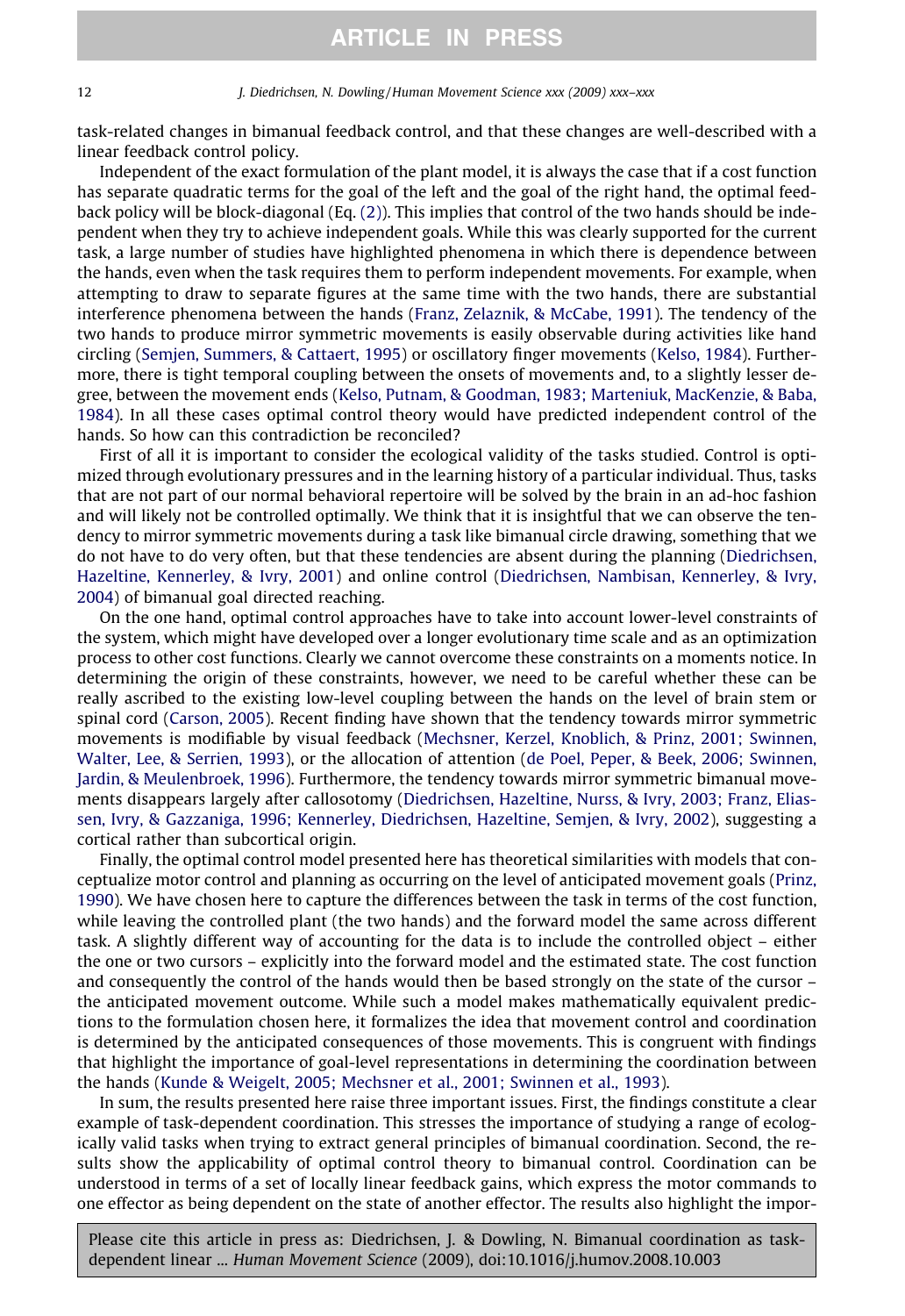task-related changes in bimanual feedback control, and that these changes are well-described with a linear feedback control policy.

Independent of the exact formulation of the plant model, it is always the case that if a cost function has separate quadratic terms for the goal of the left and the goal of the right hand, the optimal feedback policy will be block-diagonal (Eq. (2)). This implies that control of the two hands should be independent when they try to achieve independent goals. While this was clearly supported for the current task, a large number of studies have highlighted phenomena in which there is dependence between the hands, even when the task requires them to perform independent movements. For example, when attempting to draw to separate figures at the same time with the two hands, there are substantial interference phenomena between the hands (Franz, Zelaznik, & McCabe, 1991). The tendency of the two hands to produce mirror symmetric movements is easily observable during activities like hand circling (Semjen, Summers, & Cattaert, 1995) or oscillatory finger movements (Kelso, 1984). Furthermore, there is tight temporal coupling between the onsets of movements and, to a slightly lesser degree, between the movement ends (Kelso, Putnam, & Goodman, 1983; Marteniuk, MacKenzie, & Baba, 1984). In all these cases optimal control theory would have predicted independent control of the hands. So how can this contradiction be reconciled?

First of all it is important to consider the ecological validity of the tasks studied. Control is optimized through evolutionary pressures and in the learning history of a particular individual. Thus, tasks that are not part of our normal behavioral repertoire will be solved by the brain in an ad-hoc fashion and will likely not be controlled optimally. We think that it is insightful that we can observe the tendency to mirror symmetric movements during a task like bimanual circle drawing, something that we do not have to do very often, but that these tendencies are absent during the planning (Diedrichsen, Hazeltine, Kennerley, & Ivry, 2001) and online control (Diedrichsen, Nambisan, Kennerley, & Ivry, 2004) of bimanual goal directed reaching.

On the one hand, optimal control approaches have to take into account lower-level constraints of the system, which might have developed over a longer evolutionary time scale and as an optimization process to other cost functions. Clearly we cannot overcome these constraints on a moments notice. In determining the origin of these constraints, however, we need to be careful whether these can be really ascribed to the existing low-level coupling between the hands on the level of brain stem or spinal cord (Carson, 2005). Recent finding have shown that the tendency towards mirror symmetric movements is modifiable by visual feedback (Mechsner, Kerzel, Knoblich, & Prinz, 2001; Swinnen, Walter, Lee, & Serrien, 1993), or the allocation of attention (de Poel, Peper, & Beek, 2006; Swinnen, Jardin, & Meulenbroek, 1996). Furthermore, the tendency towards mirror symmetric bimanual movements disappears largely after callosotomy (Diedrichsen, Hazeltine, Nurss, & Ivry, 2003; Franz, Eliassen, Ivry, & Gazzaniga, 1996; Kennerley, Diedrichsen, Hazeltine, Semjen, & Ivry, 2002), suggesting a cortical rather than subcortical origin.

Finally, the optimal control model presented here has theoretical similarities with models that conceptualize motor control and planning as occurring on the level of anticipated movement goals (Prinz, 1990). We have chosen here to capture the differences between the task in terms of the cost function, while leaving the controlled plant (the two hands) and the forward model the same across different task. A slightly different way of accounting for the data is to include the controlled object – either the one or two cursors – explicitly into the forward model and the estimated state. The cost function and consequently the control of the hands would then be based strongly on the state of the cursor – the anticipated movement outcome. While such a model makes mathematically equivalent predictions to the formulation chosen here, it formalizes the idea that movement control and coordination is determined by the anticipated consequences of those movements. This is congruent with findings that highlight the importance of goal-level representations in determining the coordination between the hands (Kunde & Weigelt, 2005; Mechsner et al., 2001; Swinnen et al., 1993).

In sum, the results presented here raise three important issues. First, the findings constitute a clear example of task-dependent coordination. This stresses the importance of studying a range of ecologically valid tasks when trying to extract general principles of bimanual coordination. Second, the results show the applicability of optimal control theory to bimanual control. Coordination can be understood in terms of a set of locally linear feedback gains, which express the motor commands to one effector as being dependent on the state of another effector. The results also highlight the impor-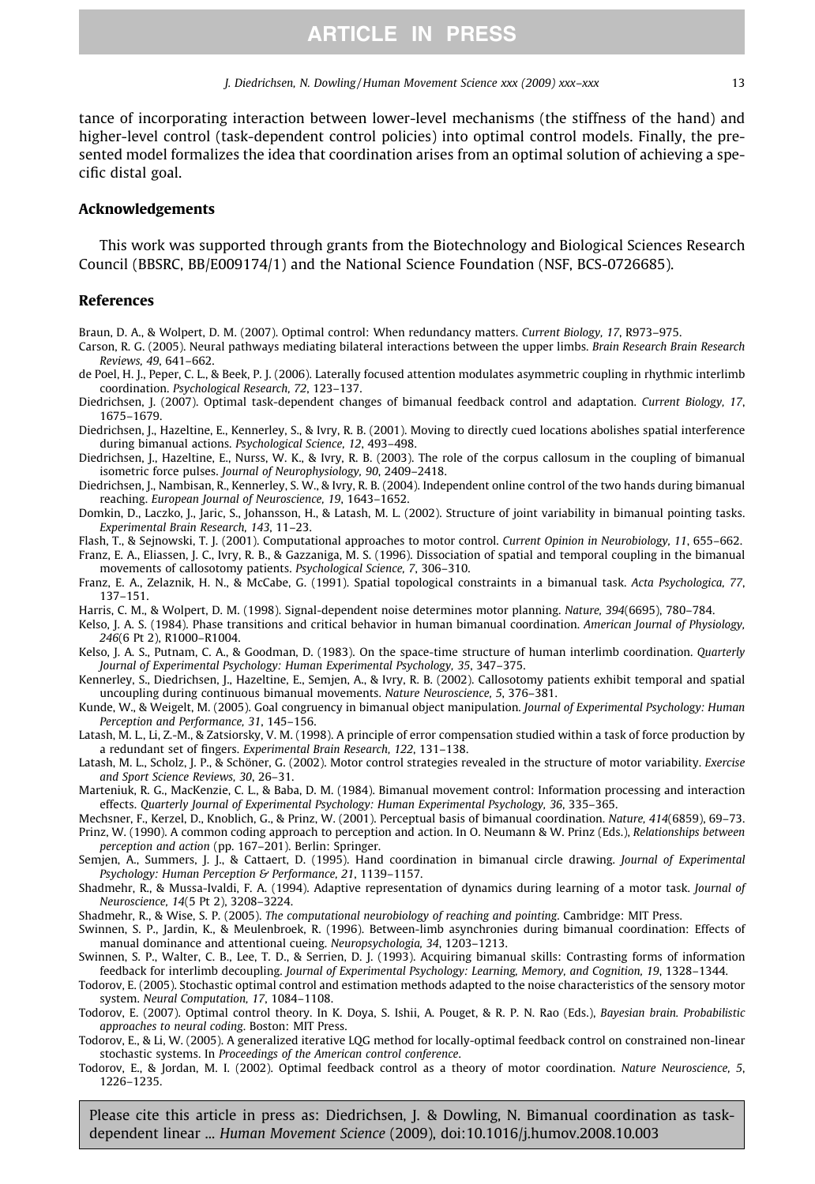tance of incorporating interaction between lower-level mechanisms (the stiffness of the hand) and higher-level control (task-dependent control policies) into optimal control models. Finally, the presented model formalizes the idea that coordination arises from an optimal solution of achieving a specific distal goal.

## Acknowledgements

This work was supported through grants from the Biotechnology and Biological Sciences Research Council (BBSRC, BB/E009174/1) and the National Science Foundation (NSF, BCS-0726685).

## References

Braun, D. A., & Wolpert, D. M. (2007). Optimal control: When redundancy matters. *Current Biology, 17*, R973–975.

Carson, R. G. (2005). Neural pathways mediating bilateral interactions between the upper limbs. *Brain Research Brain Research Reviews, 49*, 641–662.

de Poel, H. J., Peper, C. L., & Beek, P. J. (2006). Laterally focused attention modulates asymmetric coupling in rhythmic interlimb coordination. *Psychological Research, 72*, 123–137.

Diedrichsen, J. (2007). Optimal task-dependent changes of bimanual feedback control and adaptation. *Current Biology, 17*, 1675–1679.

Diedrichsen, J., Hazeltine, E., Kennerley, S., & Ivry, R. B. (2001). Moving to directly cued locations abolishes spatial interference during bimanual actions. *Psychological Science, 12*, 493–498.

Diedrichsen, J., Hazeltine, E., Nurss, W. K., & Ivry, R. B. (2003). The role of the corpus callosum in the coupling of bimanual isometric force pulses. *Journal of Neurophysiology, 90*, 2409–2418.

Diedrichsen, J., Nambisan, R., Kennerley, S. W., & Ivry, R. B. (2004). Independent online control of the two hands during bimanual reaching. *European Journal of Neuroscience, 19*, 1643–1652.

Domkin, D., Laczko, J., Jaric, S., Johansson, H., & Latash, M. L. (2002). Structure of joint variability in bimanual pointing tasks. *Experimental Brain Research, 143*, 11–23.

Flash, T., & Sejnowski, T. J. (2001). Computational approaches to motor control. *Current Opinion in Neurobiology, 11*, 655–662.

Franz, E. A., Eliassen, J. C., Ivry, R. B., & Gazzaniga, M. S. (1996). Dissociation of spatial and temporal coupling in the bimanual movements of callosotomy patients. *Psychological Science, 7*, 306–310.

Franz, E. A., Zelaznik, H. N., & McCabe, G. (1991). Spatial topological constraints in a bimanual task. *Acta Psychologica, 77*, 137–151.

Harris, C. M., & Wolpert, D. M. (1998). Signal-dependent noise determines motor planning. *Nature, 394*(6695), 780–784.

Kelso, J. A. S. (1984). Phase transitions and critical behavior in human bimanual coordination. *American Journal of Physiology, 246*(6 Pt 2), R1000–R1004.

Kelso, J. A. S., Putnam, C. A., & Goodman, D. (1983). On the space-time structure of human interlimb coordination. *Quarterly Journal of Experimental Psychology: Human Experimental Psychology, 35*, 347–375.

Kennerley, S., Diedrichsen, J., Hazeltine, E., Semjen, A., & Ivry, R. B. (2002). Callosotomy patients exhibit temporal and spatial uncoupling during continuous bimanual movements. *Nature Neuroscience, 5*, 376–381.

Kunde, W., & Weigelt, M. (2005). Goal congruency in bimanual object manipulation. *Journal of Experimental Psychology: Human Perception and Performance, 31*, 145–156.

Latash, M. L., Li, Z.-M., & Zatsiorsky, V. M. (1998). A principle of error compensation studied within a task of force production by a redundant set of fingers. *Experimental Brain Research, 122*, 131–138.

Latash, M. L., Scholz, J. P., & Schöner, G. (2002). Motor control strategies revealed in the structure of motor variability. *Exercise and Sport Science Reviews, 30*, 26–31.

Marteniuk, R. G., MacKenzie, C. L., & Baba, D. M. (1984). Bimanual movement control: Information processing and interaction effects. *Quarterly Journal of Experimental Psychology: Human Experimental Psychology, 36*, 335–365.

Mechsner, F., Kerzel, D., Knoblich, G., & Prinz, W. (2001). Perceptual basis of bimanual coordination. *Nature, 414*(6859), 69–73.

Prinz, W. (1990). A common coding approach to perception and action. In O. Neumann & W. Prinz (Eds.), *Relationships between perception and action* (pp. 167–201). Berlin: Springer.

Semjen, A., Summers, J. J., & Cattaert, D. (1995). Hand coordination in bimanual circle drawing. *Journal of Experimental Psychology: Human Perception & Performance, 21*, 1139–1157.

Shadmehr, R., & Mussa-Ivaldi, F. A. (1994). Adaptive representation of dynamics during learning of a motor task. *Journal of Neuroscience, 14*(5 Pt 2), 3208–3224.

Shadmehr, R., & Wise, S. P. (2005). *The computational neurobiology of reaching and pointing*. Cambridge: MIT Press.

Swinnen, S. P., Jardin, K., & Meulenbroek, R. (1996). Between-limb asynchronies during bimanual coordination: Effects of manual dominance and attentional cueing. *Neuropsychologia, 34*, 1203–1213.

Swinnen, S. P., Walter, C. B., Lee, T. D., & Serrien, D. J. (1993). Acquiring bimanual skills: Contrasting forms of information feedback for interlimb decoupling. *Journal of Experimental Psychology: Learning, Memory, and Cognition, 19*, 1328–1344.

Todorov, E. (2005). Stochastic optimal control and estimation methods adapted to the noise characteristics of the sensory motor system. *Neural Computation, 17*, 1084–1108.

Todorov, E. (2007). Optimal control theory. In K. Doya, S. Ishii, A. Pouget, & R. P. N. Rao (Eds.), *Bayesian brain. Probabilistic approaches to neural coding*. Boston: MIT Press.

Todorov, E., & Li, W. (2005). A generalized iterative LQG method for locally-optimal feedback control on constrained non-linear stochastic systems. In *Proceedings of the American control conference*.

Todorov, E., & Jordan, M. I. (2002). Optimal feedback control as a theory of motor coordination. *Nature Neuroscience, 5*, 1226–1235.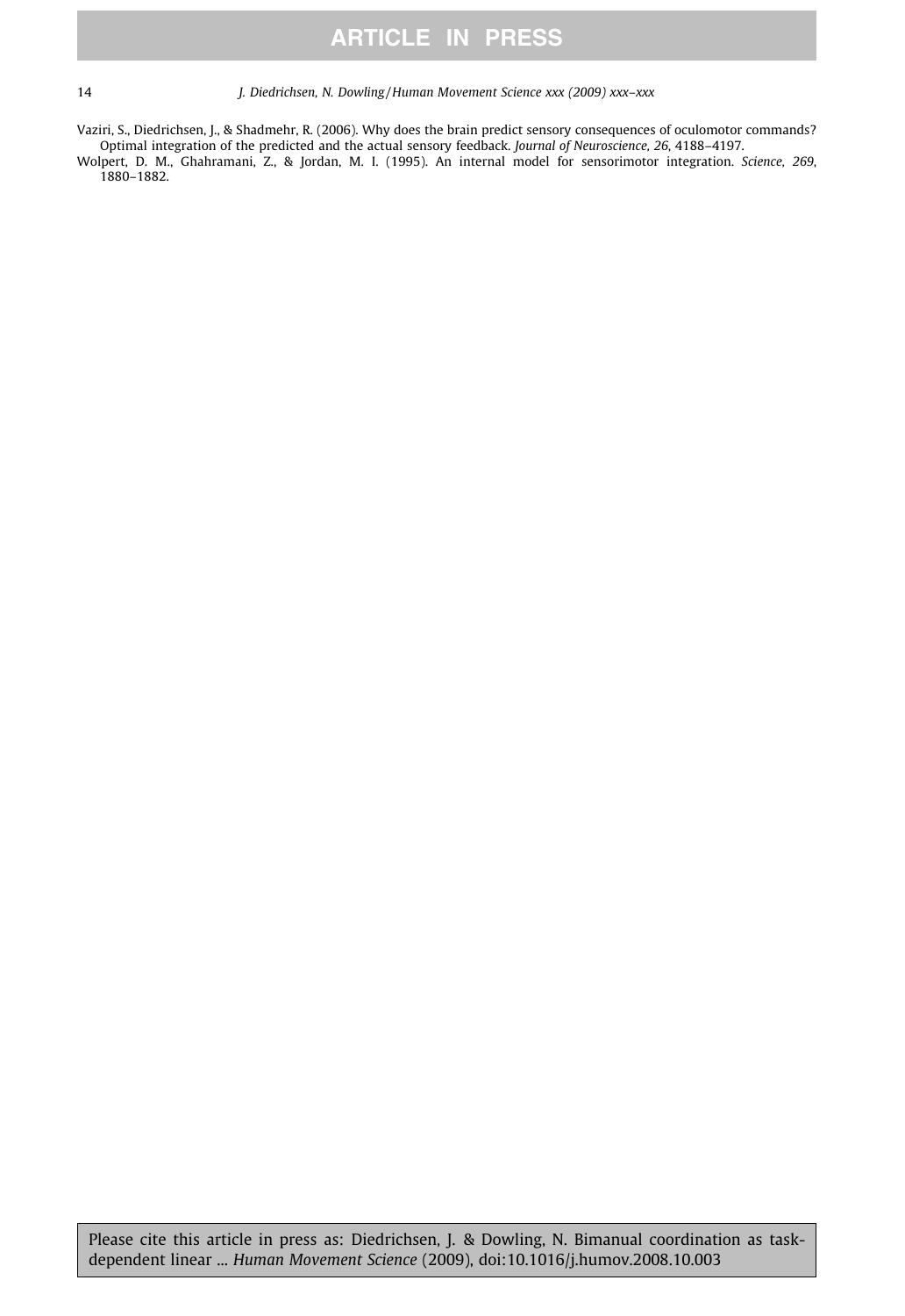Vaziri, S., Diedrichsen, J., & Shadmehr, R. (2006). Why does the brain predict sensory consequences of oculomotor commands? Optimal integration of the predicted and the actual sensory feedback. *Journal of Neuroscience, 26*, 4188–4197.

Wolpert, D. M., Ghahramani, Z., & Jordan, M. I. (1995). An internal model for sensorimotor integration. *Science, 269*, 1880–1882.

Please cite this article in press as: Diedrichsen, J. & Dowling, N. Bimanual coordination as task-dependent linear ... *Human Movement Science* (2009), doi:10.1016/j.humov.2008.10.003